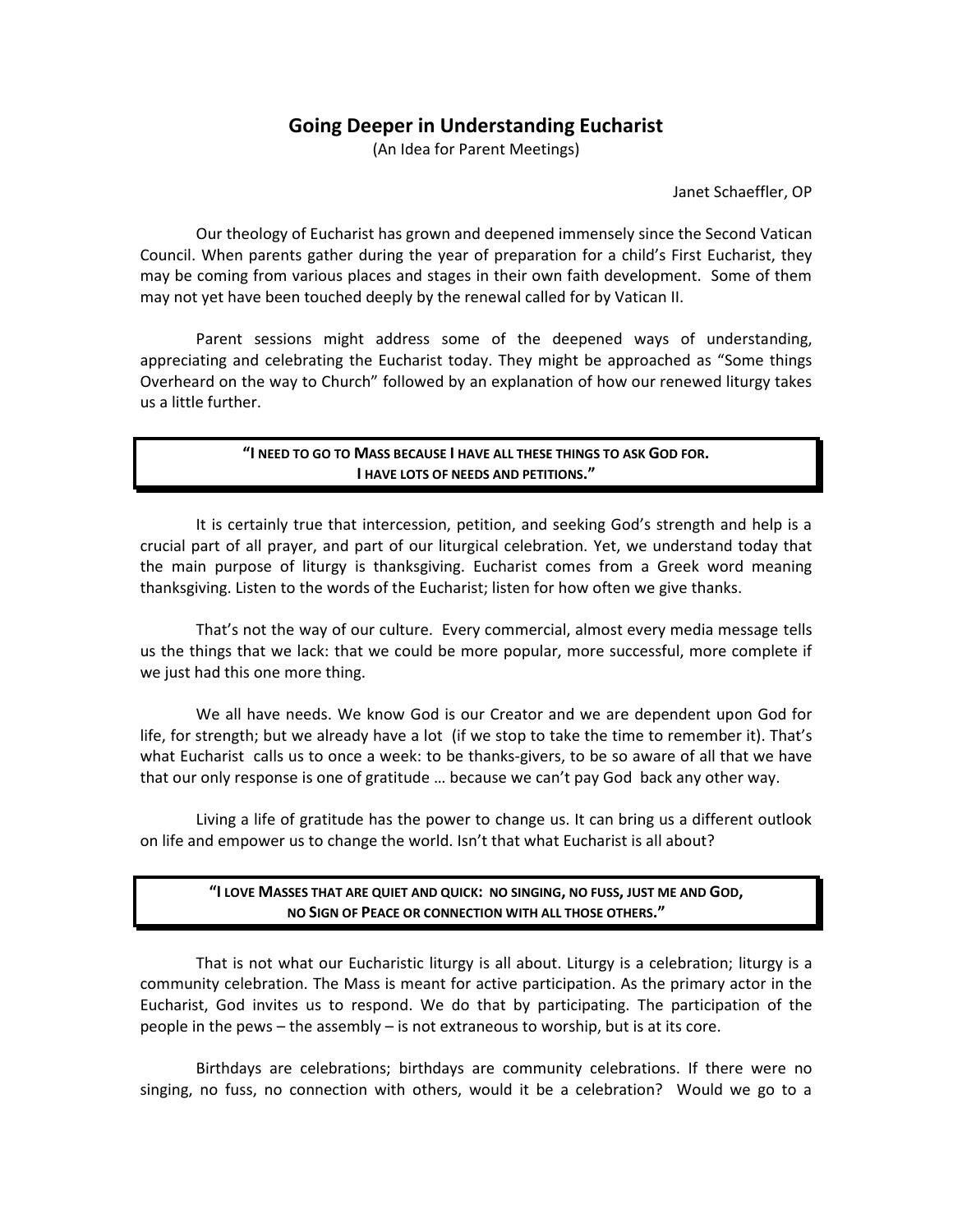# Going Deeper in Understanding Eucharist

(An Idea for Parent Meetings)

Janet Schaeffler, OP

Our theology of Eucharist has grown and deepened immensely since the Second Vatican Council. When parents gather during the year of preparation for a child's First Eucharist, they may be coming from various places and stages in their own faith development. Some of them may not yet have been touched deeply by the renewal called for by Vatican II.

Parent sessions might address some of the deepened ways of understanding, appreciating and celebrating the Eucharist today. They might be approached as "Some things Overheard on the way to Church" followed by an explanation of how our renewed liturgy takes us a little further.

> **"I NEED TO GO TO MASS BECAUSE I HAVE ALL THESE THINGS TO ASK GOD FOR. I HAVE LOTS OF NEEDS AND PETITIONS."**

It is certainly true that intercession, petition, and seeking God's strength and help is a crucial part of all prayer, and part of our liturgical celebration. Yet, we understand today that the main purpose of liturgy is thanksgiving. Eucharist comes from a Greek word meaning thanksgiving. Listen to the words of the Eucharist; listen for how often we give thanks.

That's not the way of our culture. Every commercial, almost every media message tells us the things that we lack: that we could be more popular, more successful, more complete if we just had this one more thing.

We all have needs. We know God is our Creator and we are dependent upon God for life, for strength; but we already have a lot (if we stop to take the time to remember it). That's what Eucharist calls us to once a week: to be thanks-givers, to be so aware of all that we have that our only response is one of gratitude … because we can't pay God back any other way.

Living a life of gratitude has the power to change us. It can bring us a different outlook on life and empower us to change the world. Isn't that what Eucharist is all about?

> **"I LOVE MASSES THAT ARE QUIET AND QUICK: NO SINGING, NO FUSS, JUST ME AND GOD, NO SIGN OF PEACE OR CONNECTION WITH ALL THOSE OTHERS."**

That is not what our Eucharistic liturgy is all about. Liturgy is a celebration; liturgy is a community celebration. The Mass is meant for active participation. As the primary actor in the Eucharist, God invites us to respond. We do that by participating. The participation of the people in the pews – the assembly – is not extraneous to worship, but is at its core.

Birthdays are celebrations; birthdays are community celebrations. If there were no singing, no fuss, no connection with others, would it be a celebration? Would we go to a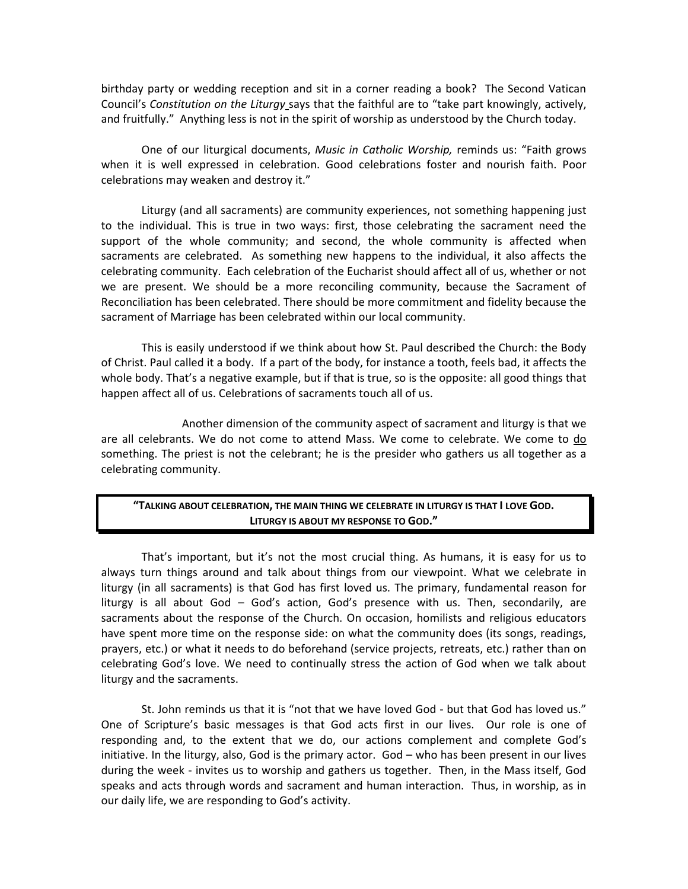birthday party or wedding reception and sit in a corner reading a book? The Second Vatican Council's *Constitution on the Liturgy* says that the faithful are to "take part knowingly, actively, and fruitfully." Anything less is not in the spirit of worship as understood by the Church today.

One of our liturgical documents, *Music in Catholic Worship,* reminds us: "Faith grows when it is well expressed in celebration. Good celebrations foster and nourish faith. Poor celebrations may weaken and destroy it."

Liturgy (and all sacraments) are community experiences, not something happening just to the individual. This is true in two ways: first, those celebrating the sacrament need the support of the whole community; and second, the whole community is affected when sacraments are celebrated. As something new happens to the individual, it also affects the celebrating community. Each celebration of the Eucharist should affect all of us, whether or not we are present. We should be a more reconciling community, because the Sacrament of Reconciliation has been celebrated. There should be more commitment and fidelity because the sacrament of Marriage has been celebrated within our local community.

This is easily understood if we think about how St. Paul described the Church: the Body of Christ. Paul called it a body. If a part of the body, for instance a tooth, feels bad, it affects the whole body. That's a negative example, but if that is true, so is the opposite: all good things that happen affect all of us. Celebrations of sacraments touch all of us.

Another dimension of the community aspect of sacrament and liturgy is that we are all celebrants. We do not come to attend Mass. We come to celebrate. We come to <u>do</u> something. The priest is not the celebrant; he is the presider who gathers us all together as a celebrating community.

**"TALKING ABOUT CELEBRATION, THE MAIN THING WE CELEBRATE IN LITURGY IS THAT I LOVE GOD. LITURGY IS ABOUT MY RESPONSE TO GOD."**

That's important, but it's not the most crucial thing. As humans, it is easy for us to always turn things around and talk about things from our viewpoint. What we celebrate in liturgy (in all sacraments) is that God has first loved us. The primary, fundamental reason for liturgy is all about God – God's action, God's presence with us. Then, secondarily, are sacraments about the response of the Church. On occasion, homilists and religious educators have spent more time on the response side: on what the community does (its songs, readings, prayers, etc.) or what it needs to do beforehand (service projects, retreats, etc.) rather than on celebrating God's love. We need to continually stress the action of God when we talk about liturgy and the sacraments.

St. John reminds us that it is "not that we have loved God - but that God has loved us." One of Scripture's basic messages is that God acts first in our lives. Our role is one of responding and, to the extent that we do, our actions complement and complete God's initiative. In the liturgy, also, God is the primary actor. God – who has been present in our lives during the week - invites us to worship and gathers us together. Then, in the Mass itself, God speaks and acts through words and sacrament and human interaction. Thus, in worship, as in our daily life, we are responding to God's activity.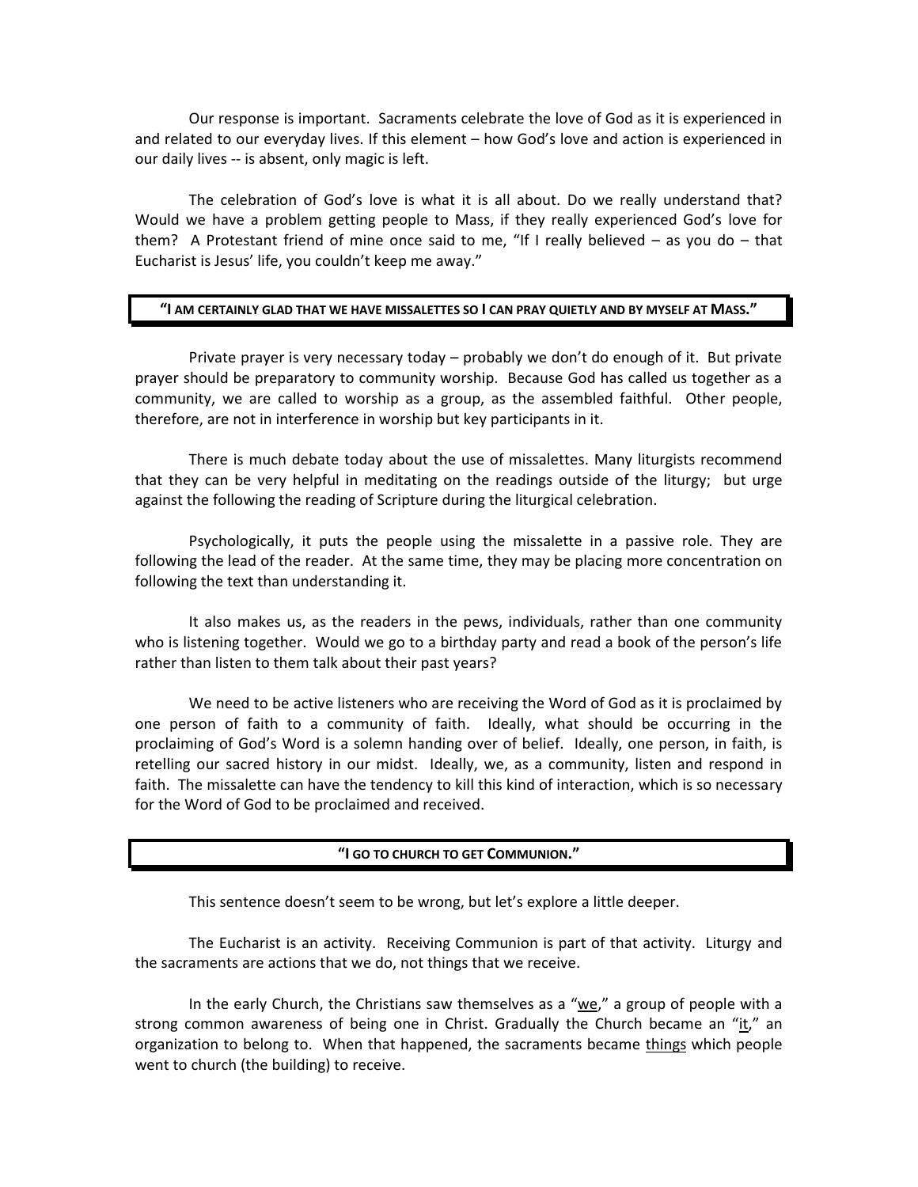Our response is important. Sacraments celebrate the love of God as it is experienced in and related to our everyday lives. If this element – how God's love and action is experienced in our daily lives -- is absent, only magic is left.

The celebration of God's love is what it is all about. Do we really understand that? Would we have a problem getting people to Mass, if they really experienced God's love for them? A Protestant friend of mine once said to me, "If I really believed – as you do – that Eucharist is Jesus' life, you couldn't keep me away."

### "I AM CERTAINLY GLAD THAT WE HAVE MISSALETTES SO I CAN PRAY QUIETLY AND BY MYSELF AT MASS."

Private prayer is very necessary today – probably we don't do enough of it. But private prayer should be preparatory to community worship. Because God has called us together as a community, we are called to worship as a group, as the assembled faithful. Other people, therefore, are not in interference in worship but key participants in it.

There is much debate today about the use of missalettes. Many liturgists recommend that they can be very helpful in meditating on the readings outside of the liturgy; but urge against the following the reading of Scripture during the liturgical celebration.

Psychologically, it puts the people using the missalette in a passive role. They are following the lead of the reader. At the same time, they may be placing more concentration on following the text than understanding it.

It also makes us, as the readers in the pews, individuals, rather than one community who is listening together. Would we go to a birthday party and read a book of the person's life rather than listen to them talk about their past years?

We need to be active listeners who are receiving the Word of God as it is proclaimed by one person of faith to a community of faith. Ideally, what should be occurring in the proclaiming of God's Word is a solemn handing over of belief. Ideally, one person, in faith, is retelling our sacred history in our midst. Ideally, we, as a community, listen and respond in faith. The missalette can have the tendency to kill this kind of interaction, which is so necessary for the Word of God to be proclaimed and received.

### "I GO TO CHURCH TO GET COMMUNION."

This sentence doesn't seem to be wrong, but let's explore a little deeper.

The Eucharist is an activity. Receiving Communion is part of that activity. Liturgy and the sacraments are actions that we do, not things that we receive.

In the early Church, the Christians saw themselves as a "we," a group of people with a strong common awareness of being one in Christ. Gradually the Church became an "it," an organization to belong to. When that happened, the sacraments became things which people went to church (the building) to receive.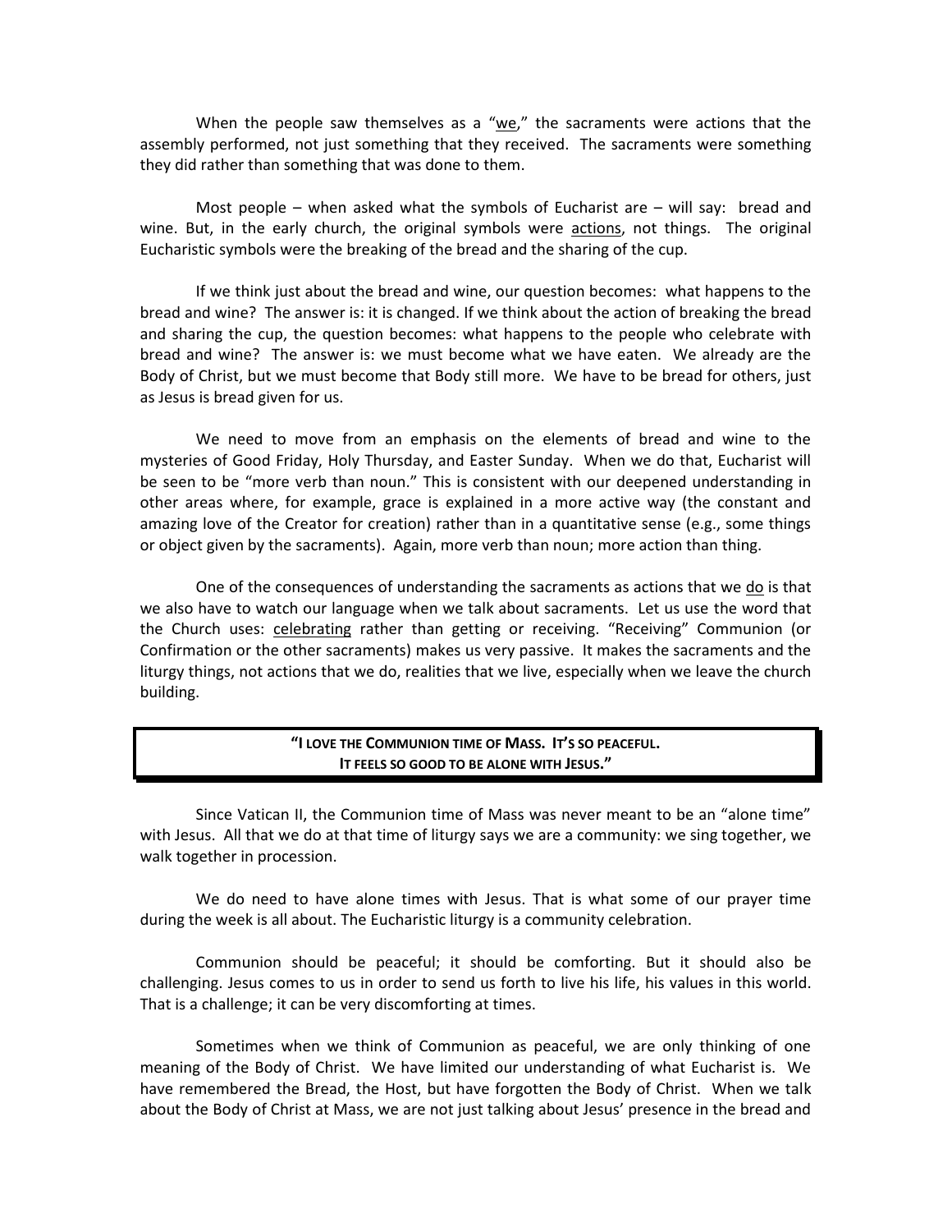When the people saw themselves as a "<u>we</u>," the sacraments were actions that the assembly performed, not just something that they received. The sacraments were something they did rather than something that was done to them.

Most people – when asked what the symbols of Eucharist are – will say: bread and wine. But, in the early church, the original symbols were <u>actions</u>, not things. The original Eucharistic symbols were the breaking of the bread and the sharing of the cup.

If we think just about the bread and wine, our question becomes: what happens to the bread and wine? The answer is: it is changed. If we think about the action of breaking the bread and sharing the cup, the question becomes: what happens to the people who celebrate with bread and wine? The answer is: we must become what we have eaten. We already are the Body of Christ, but we must become that Body still more. We have to be bread for others, just as Jesus is bread given for us.

We need to move from an emphasis on the elements of bread and wine to the mysteries of Good Friday, Holy Thursday, and Easter Sunday. When we do that, Eucharist will be seen to be "more verb than noun." This is consistent with our deepened understanding in other areas where, for example, grace is explained in a more active way (the constant and amazing love of the Creator for creation) rather than in a quantitative sense (e.g., some things or object given by the sacraments). Again, more verb than noun; more action than thing.

One of the consequences of understanding the sacraments as actions that we <u>do</u> is that we also have to watch our language when we talk about sacraments. Let us use the word that the Church uses: <u>celebrating</u> rather than getting or receiving. "Receiving" Communion (or Confirmation or the other sacraments) makes us very passive. It makes the sacraments and the liturgy things, not actions that we do, realities that we live, especially when we leave the church building.

**"I LOVE THE COMMUNION TIME OF MASS. IT'S SO PEACEFUL. IT FEELS SO GOOD TO BE ALONE WITH JESUS."**

Since Vatican II, the Communion time of Mass was never meant to be an "alone time" with Jesus. All that we do at that time of liturgy says we are a community: we sing together, we walk together in procession.

We do need to have alone times with Jesus. That is what some of our prayer time during the week is all about. The Eucharistic liturgy is a community celebration.

Communion should be peaceful; it should be comforting. But it should also be challenging. Jesus comes to us in order to send us forth to live his life, his values in this world. That is a challenge; it can be very discomforting at times.

Sometimes when we think of Communion as peaceful, we are only thinking of one meaning of the Body of Christ. We have limited our understanding of what Eucharist is. We have remembered the Bread, the Host, but have forgotten the Body of Christ. When we talk about the Body of Christ at Mass, we are not just talking about Jesus' presence in the bread and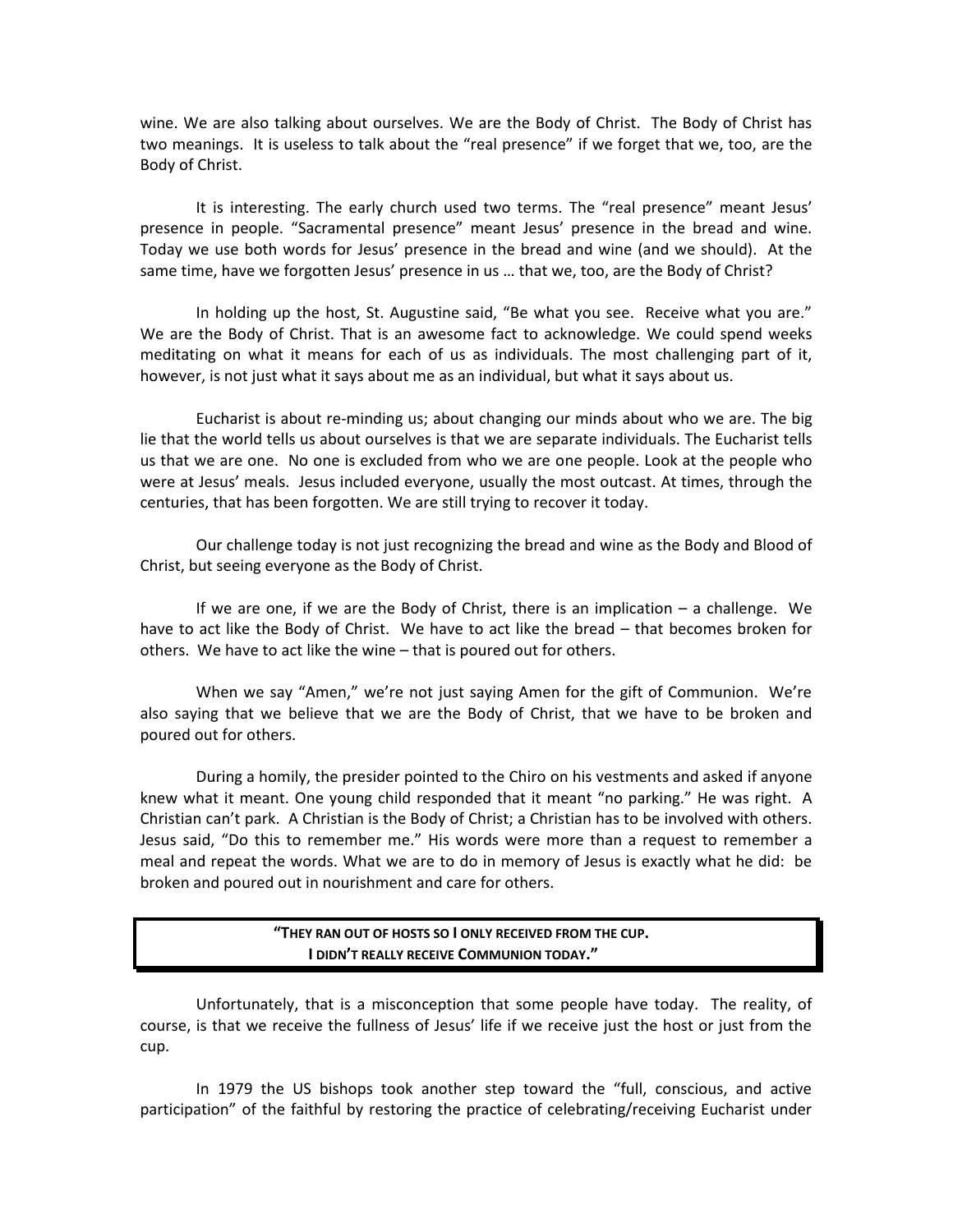wine. We are also talking about ourselves. We are the Body of Christ. The Body of Christ has two meanings. It is useless to talk about the "real presence" if we forget that we, too, are the Body of Christ.

It is interesting. The early church used two terms. The "real presence" meant Jesus' presence in people. "Sacramental presence" meant Jesus' presence in the bread and wine. Today we use both words for Jesus' presence in the bread and wine (and we should). At the same time, have we forgotten Jesus' presence in us … that we, too, are the Body of Christ?

In holding up the host, St. Augustine said, "Be what you see. Receive what you are." We are the Body of Christ. That is an awesome fact to acknowledge. We could spend weeks meditating on what it means for each of us as individuals. The most challenging part of it, however, is not just what it says about me as an individual, but what it says about us.

Eucharist is about re-minding us; about changing our minds about who we are. The big lie that the world tells us about ourselves is that we are separate individuals. The Eucharist tells us that we are one. No one is excluded from who we are one people. Look at the people who were at Jesus' meals. Jesus included everyone, usually the most outcast. At times, through the centuries, that has been forgotten. We are still trying to recover it today.

Our challenge today is not just recognizing the bread and wine as the Body and Blood of Christ, but seeing everyone as the Body of Christ.

If we are one, if we are the Body of Christ, there is an implication – a challenge. We have to act like the Body of Christ. We have to act like the bread – that becomes broken for others. We have to act like the wine – that is poured out for others.

When we say "Amen," we're not just saying Amen for the gift of Communion. We're also saying that we believe that we are the Body of Christ, that we have to be broken and poured out for others.

During a homily, the presider pointed to the Chiro on his vestments and asked if anyone knew what it meant. One young child responded that it meant "no parking." He was right. A Christian can't park. A Christian is the Body of Christ; a Christian has to be involved with others. Jesus said, "Do this to remember me." His words were more than a request to remember a meal and repeat the words. What we are to do in memory of Jesus is exactly what he did: be broken and poured out in nourishment and care for others.

## "THEY RAN OUT OF HOSTS SO I ONLY RECEIVED FROM THE CUP. I DIDN'T REALLY RECEIVE COMMUNION TODAY."

Unfortunately, that is a misconception that some people have today. The reality, of course, is that we receive the fullness of Jesus' life if we receive just the host or just from the cup.

In 1979 the US bishops took another step toward the "full, conscious, and active participation" of the faithful by restoring the practice of celebrating/receiving Eucharist under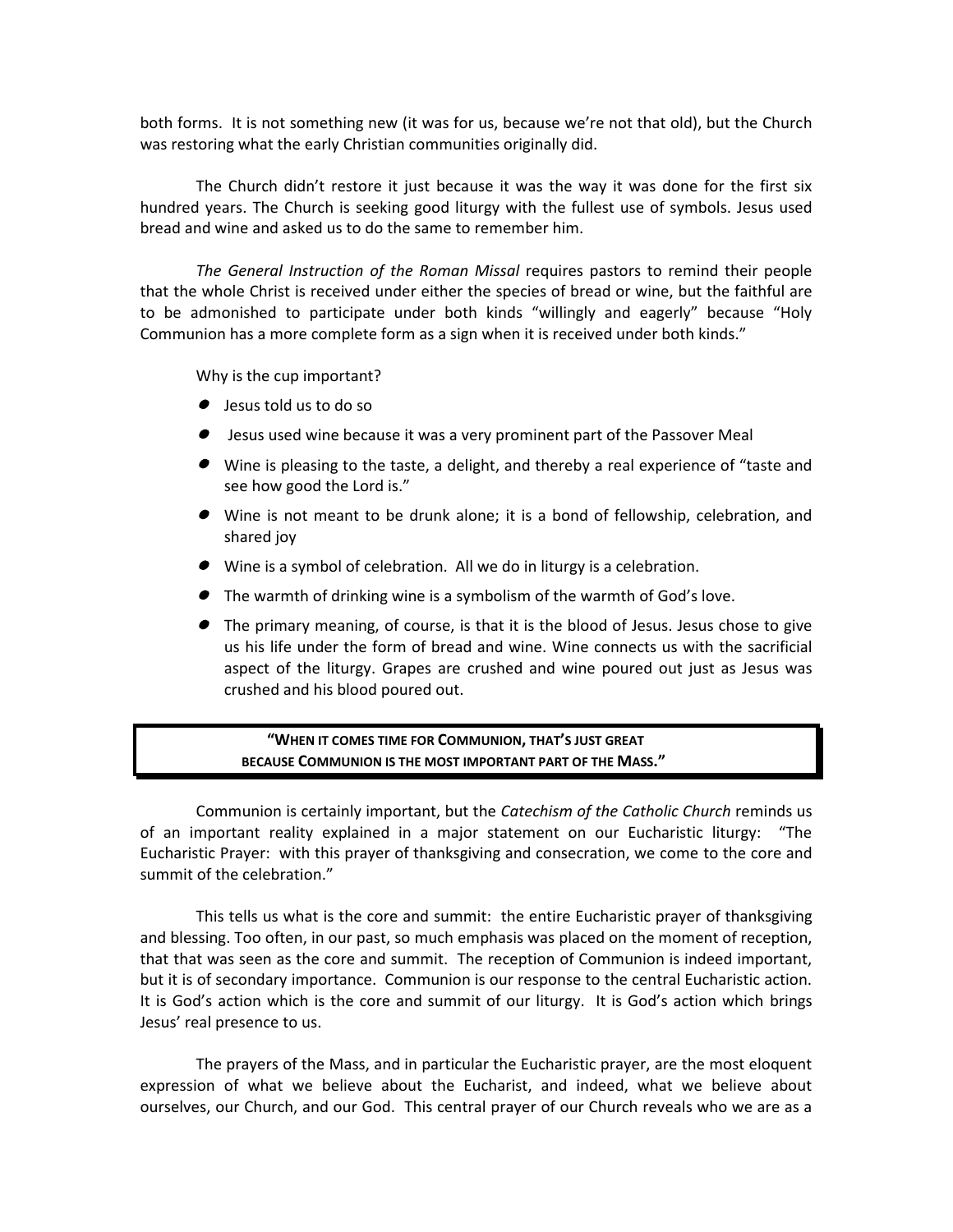both forms. It is not something new (it was for us, because we're not that old), but the Church was restoring what the early Christian communities originally did.

The Church didn't restore it just because it was the way it was done for the first six hundred years. The Church is seeking good liturgy with the fullest use of symbols. Jesus used bread and wine and asked us to do the same to remember him.

*The General Instruction of the Roman Missal* requires pastors to remind their people that the whole Christ is received under either the species of bread or wine, but the faithful are to be admonished to participate under both kinds "willingly and eagerly" because "Holy Communion has a more complete form as a sign when it is received under both kinds."

Why is the cup important?

- Jesus told us to do so
- Jesus used wine because it was a very prominent part of the Passover Meal
- Wine is pleasing to the taste, a delight, and thereby a real experience of "taste and see how good the Lord is."
- Wine is not meant to be drunk alone; it is a bond of fellowship, celebration, and shared joy
- Wine is a symbol of celebration. All we do in liturgy is a celebration.
- The warmth of drinking wine is a symbolism of the warmth of God's love.
- The primary meaning, of course, is that it is the blood of Jesus. Jesus chose to give us his life under the form of bread and wine. Wine connects us with the sacrificial aspect of the liturgy. Grapes are crushed and wine poured out just as Jesus was crushed and his blood poured out.

## "WHEN IT COMES TIME FOR COMMUNION, THAT'S JUST GREAT BECAUSE COMMUNION IS THE MOST IMPORTANT PART OF THE MASS."

Communion is certainly important, but the *Catechism of the Catholic Church* reminds us of an important reality explained in a major statement on our Eucharistic liturgy: "The Eucharistic Prayer: with this prayer of thanksgiving and consecration, we come to the core and summit of the celebration."

This tells us what is the core and summit: the entire Eucharistic prayer of thanksgiving and blessing. Too often, in our past, so much emphasis was placed on the moment of reception, that that was seen as the core and summit. The reception of Communion is indeed important, but it is of secondary importance. Communion is our response to the central Eucharistic action. It is God's action which is the core and summit of our liturgy. It is God's action which brings Jesus' real presence to us.

The prayers of the Mass, and in particular the Eucharistic prayer, are the most eloquent expression of what we believe about the Eucharist, and indeed, what we believe about ourselves, our Church, and our God. This central prayer of our Church reveals who we are as a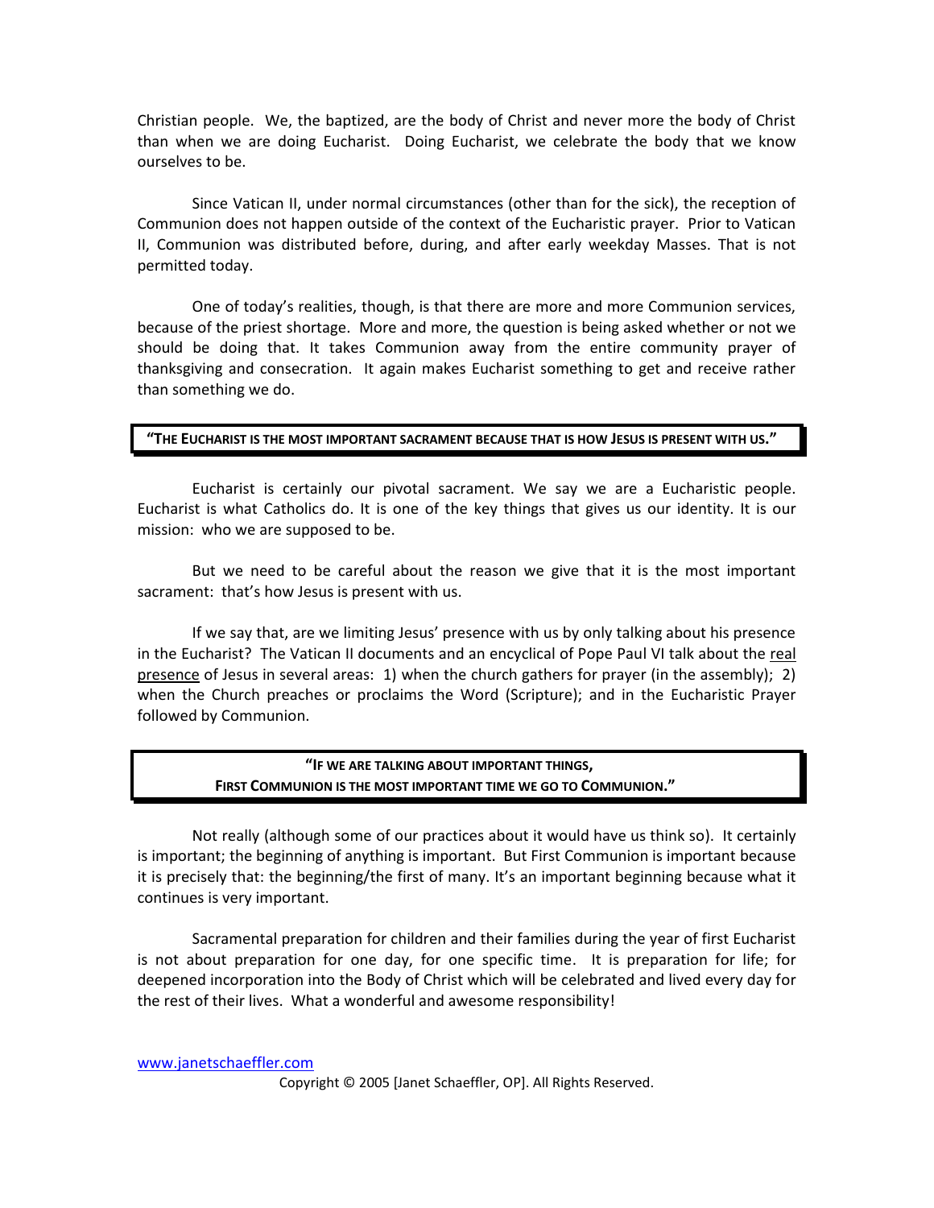Christian people. We, the baptized, are the body of Christ and never more the body of Christ than when we are doing Eucharist. Doing Eucharist, we celebrate the body that we know ourselves to be.

Since Vatican II, under normal circumstances (other than for the sick), the reception of Communion does not happen outside of the context of the Eucharistic prayer. Prior to Vatican II, Communion was distributed before, during, and after early weekday Masses. That is not permitted today.

One of today's realities, though, is that there are more and more Communion services, because of the priest shortage. More and more, the question is being asked whether or not we should be doing that. It takes Communion away from the entire community prayer of thanksgiving and consecration. It again makes Eucharist something to get and receive rather than something we do.

**"THE EUCHARIST IS THE MOST IMPORTANT SACRAMENT BECAUSE THAT IS HOW JESUS IS PRESENT WITH US."**

Eucharist is certainly our pivotal sacrament. We say we are a Eucharistic people. Eucharist is what Catholics do. It is one of the key things that gives us our identity. It is our mission: who we are supposed to be.

But we need to be careful about the reason we give that it is the most important sacrament: that's how Jesus is present with us.

If we say that, are we limiting Jesus' presence with us by only talking about his presence in the Eucharist? The Vatican II documents and an encyclical of Pope Paul VI talk about the real presence of Jesus in several areas: 1) when the church gathers for prayer (in the assembly); 2) when the Church preaches or proclaims the Word (Scripture); and in the Eucharistic Prayer followed by Communion.

**"IF WE ARE TALKING ABOUT IMPORTANT THINGS, FIRST COMMUNION IS THE MOST IMPORTANT TIME WE GO TO COMMUNION."**

Not really (although some of our practices about it would have us think so). It certainly is important; the beginning of anything is important. But First Communion is important because it is precisely that: the beginning/the first of many. It's an important beginning because what it continues is very important.

Sacramental preparation for children and their families during the year of first Eucharist is not about preparation for one day, for one specific time. It is preparation for life; for deepened incorporation into the Body of Christ which will be celebrated and lived every day for the rest of their lives. What a wonderful and awesome responsibility!

www.janetschaeffler.com

Copyright © 2005 [Janet Schaeffler, OP]. All Rights Reserved.